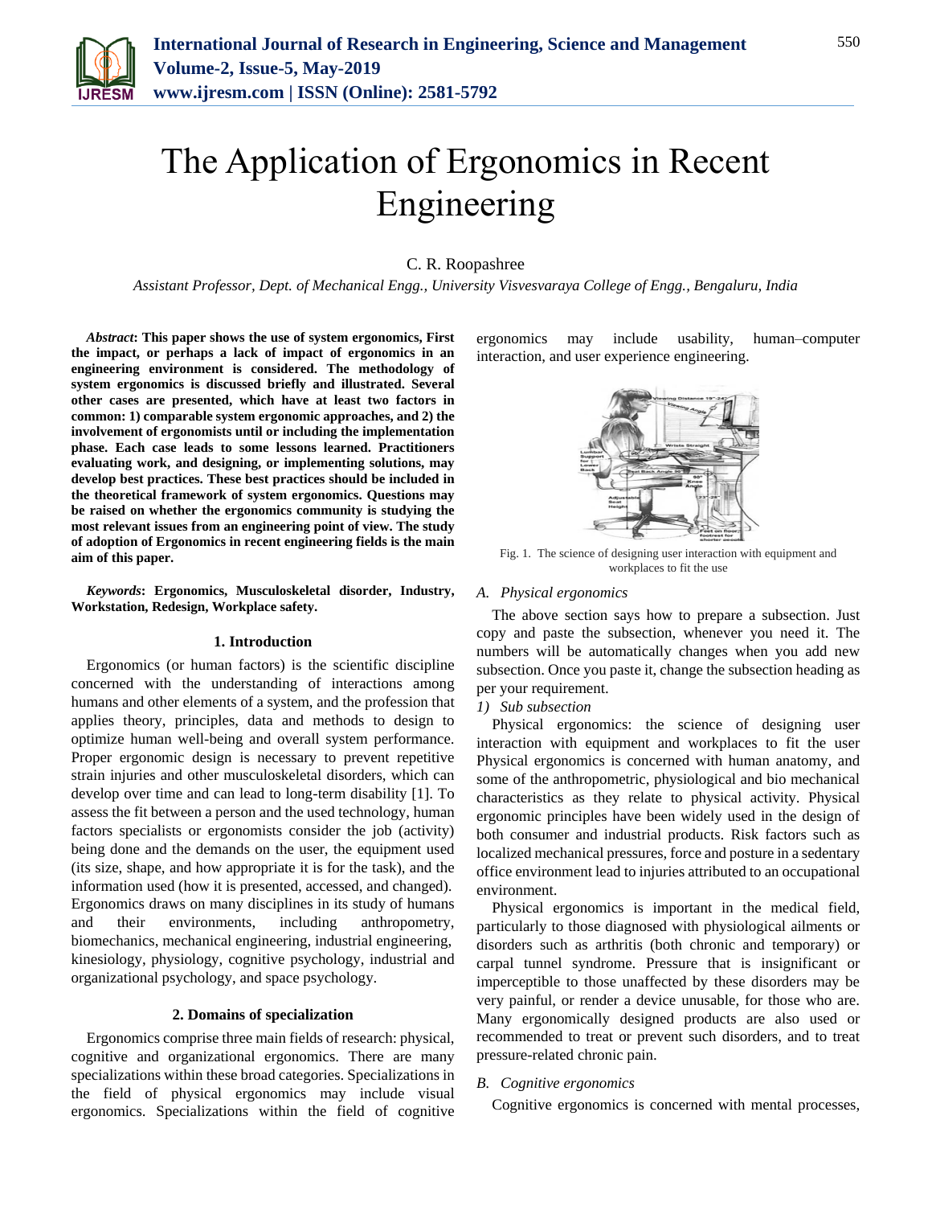# The Application of Ergonomics in Recent Engineering

C. R. Roopashree

*Assistant Professor, Dept. of Mechanical Engg., University Visvesvaraya College of Engg., Bengaluru, India*

***Abstract*: This paper shows the use of system ergonomics, First the impact, or perhaps a lack of impact of ergonomics in an engineering environment is considered. The methodology of system ergonomics is discussed briefly and illustrated. Several other cases are presented, which have at least two factors in common: 1) comparable system ergonomic approaches, and 2) the involvement of ergonomists until or including the implementation phase. Each case leads to some lessons learned. Practitioners evaluating work, and designing, or implementing solutions, may develop best practices. These best practices should be included in the theoretical framework of system ergonomics. Questions may be raised on whether the ergonomics community is studying the most relevant issues from an engineering point of view. The study of adoption of Ergonomics in recent engineering fields is the main aim of this paper.**

***Keywords*: Ergonomics, Musculoskeletal disorder, Industry, Workstation, Redesign, Workplace safety.**

## 1. Introduction

Ergonomics (or human factors) is the scientific discipline concerned with the understanding of interactions among humans and other elements of a system, and the profession that applies theory, principles, data and methods to design to optimize human well-being and overall system performance. Proper ergonomic design is necessary to prevent repetitive strain injuries and other musculoskeletal disorders, which can develop over time and can lead to long-term disability [1]. To assess the fit between a person and the used technology, human factors specialists or ergonomists consider the job (activity) being done and the demands on the user, the equipment used (its size, shape, and how appropriate it is for the task), and the information used (how it is presented, accessed, and changed). Ergonomics draws on many disciplines in its study of humans and their environments, including anthropometry, biomechanics, mechanical engineering, industrial engineering, kinesiology, physiology, cognitive psychology, industrial and organizational psychology, and space psychology.

## 2. Domains of specialization

Ergonomics comprise three main fields of research: physical, cognitive and organizational ergonomics. There are many specializations within these broad categories. Specializations in the field of physical ergonomics may include visual ergonomics. Specializations within the field of cognitive ergonomics may include usability, human–computer interaction, and user experience engineering.

Fig. 1. The science of designing user interaction with equipment and workplaces to fit the use

### *A. Physical ergonomics*

The above section says how to prepare a subsection. Just copy and paste the subsection, whenever you need it. The numbers will be automatically changes when you add new subsection. Once you paste it, change the subsection heading as per your requirement.

*1) Sub subsection*

Physical ergonomics: the science of designing user interaction with equipment and workplaces to fit the user Physical ergonomics is concerned with human anatomy, and some of the anthropometric, physiological and bio mechanical characteristics as they relate to physical activity. Physical ergonomic principles have been widely used in the design of both consumer and industrial products. Risk factors such as localized mechanical pressures, force and posture in a sedentary office environment lead to injuries attributed to an occupational environment.

Physical ergonomics is important in the medical field, particularly to those diagnosed with physiological ailments or disorders such as arthritis (both chronic and temporary) or carpal tunnel syndrome. Pressure that is insignificant or imperceptible to those unaffected by these disorders may be very painful, or render a device unusable, for those who are. Many ergonomically designed products are also used or recommended to treat or prevent such disorders, and to treat pressure-related chronic pain.

### *B. Cognitive ergonomics*

Cognitive ergonomics is concerned with mental processes,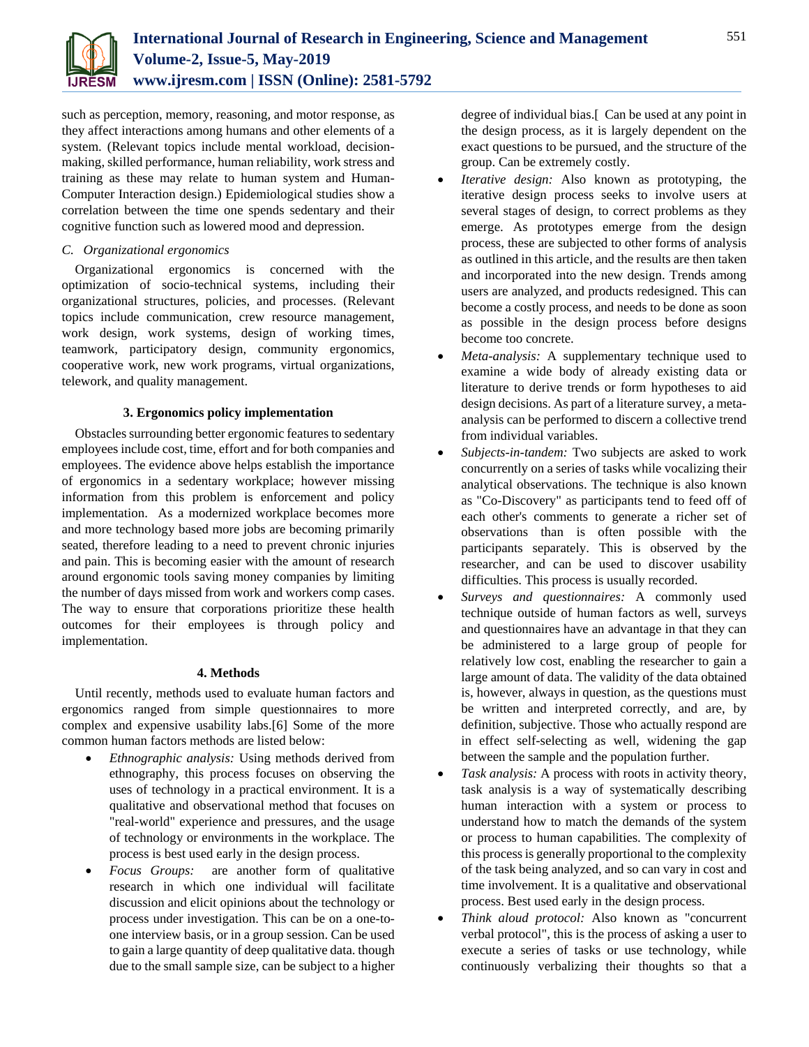such as perception, memory, reasoning, and motor response, as they affect interactions among humans and other elements of a system. (Relevant topics include mental workload, decision-making, skilled performance, human reliability, work stress and training as these may relate to human system and Human-Computer Interaction design.) Epidemiological studies show a correlation between the time one spends sedentary and their cognitive function such as lowered mood and depression.

### C. Organizational ergonomics

Organizational ergonomics is concerned with the optimization of socio-technical systems, including their organizational structures, policies, and processes. (Relevant topics include communication, crew resource management, work design, work systems, design of working times, teamwork, participatory design, community ergonomics, cooperative work, new work programs, virtual organizations, telework, and quality management.

## 3. Ergonomics policy implementation

Obstacles surrounding better ergonomic features to sedentary employees include cost, time, effort and for both companies and employees. The evidence above helps establish the importance of ergonomics in a sedentary workplace; however missing information from this problem is enforcement and policy implementation. As a modernized workplace becomes more and more technology based more jobs are becoming primarily seated, therefore leading to a need to prevent chronic injuries and pain. This is becoming easier with the amount of research around ergonomic tools saving money companies by limiting the number of days missed from work and workers comp cases. The way to ensure that corporations prioritize these health outcomes for their employees is through policy and implementation.

## 4. Methods

Until recently, methods used to evaluate human factors and ergonomics ranged from simple questionnaires to more complex and expensive usability labs.[6] Some of the more common human factors methods are listed below:

- *Ethnographic analysis:* Using methods derived from ethnography, this process focuses on observing the uses of technology in a practical environment. It is a qualitative and observational method that focuses on "real-world" experience and pressures, and the usage of technology or environments in the workplace. The process is best used early in the design process.
- *Focus Groups:* are another form of qualitative research in which one individual will facilitate discussion and elicit opinions about the technology or process under investigation. This can be on a one-to-one interview basis, or in a group session. Can be used to gain a large quantity of deep qualitative data. though due to the small sample size, can be subject to a higher degree of individual bias.[ Can be used at any point in the design process, as it is largely dependent on the exact questions to be pursued, and the structure of the group. Can be extremely costly.
- *Iterative design:* Also known as prototyping, the iterative design process seeks to involve users at several stages of design, to correct problems as they emerge. As prototypes emerge from the design process, these are subjected to other forms of analysis as outlined in this article, and the results are then taken and incorporated into the new design. Trends among users are analyzed, and products redesigned. This can become a costly process, and needs to be done as soon as possible in the design process before designs become too concrete.
- *Meta-analysis:* A supplementary technique used to examine a wide body of already existing data or literature to derive trends or form hypotheses to aid design decisions. As part of a literature survey, a meta-analysis can be performed to discern a collective trend from individual variables.
- *Subjects-in-tandem:* Two subjects are asked to work concurrently on a series of tasks while vocalizing their analytical observations. The technique is also known as "Co-Discovery" as participants tend to feed off of each other's comments to generate a richer set of observations than is often possible with the participants separately. This is observed by the researcher, and can be used to discover usability difficulties. This process is usually recorded.
- *Surveys and questionnaires:* A commonly used technique outside of human factors as well, surveys and questionnaires have an advantage in that they can be administered to a large group of people for relatively low cost, enabling the researcher to gain a large amount of data. The validity of the data obtained is, however, always in question, as the questions must be written and interpreted correctly, and are, by definition, subjective. Those who actually respond are in effect self-selecting as well, widening the gap between the sample and the population further.
- *Task analysis:* A process with roots in activity theory, task analysis is a way of systematically describing human interaction with a system or process to understand how to match the demands of the system or process to human capabilities. The complexity of this process is generally proportional to the complexity of the task being analyzed, and so can vary in cost and time involvement. It is a qualitative and observational process. Best used early in the design process.
- *Think aloud protocol:* Also known as "concurrent verbal protocol", this is the process of asking a user to execute a series of tasks or use technology, while continuously verbalizing their thoughts so that a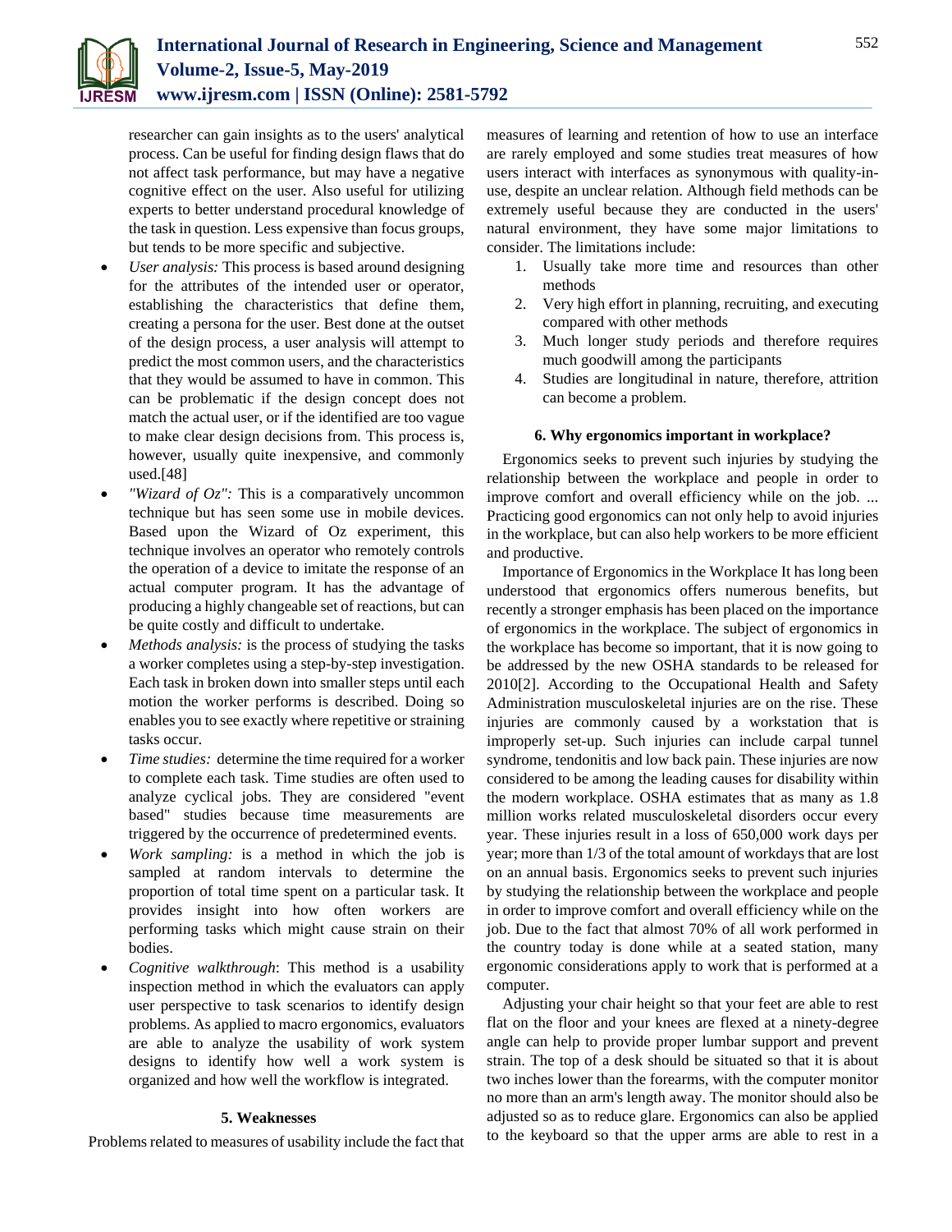researcher can gain insights as to the users' analytical process. Can be useful for finding design flaws that do not affect task performance, but may have a negative cognitive effect on the user. Also useful for utilizing experts to better understand procedural knowledge of the task in question. Less expensive than focus groups, but tends to be more specific and subjective.

- *User analysis:* This process is based around designing for the attributes of the intended user or operator, establishing the characteristics that define them, creating a persona for the user. Best done at the outset of the design process, a user analysis will attempt to predict the most common users, and the characteristics that they would be assumed to have in common. This can be problematic if the design concept does not match the actual user, or if the identified are too vague to make clear design decisions from. This process is, however, usually quite inexpensive, and commonly used.[48]
- *"Wizard of Oz":* This is a comparatively uncommon technique but has seen some use in mobile devices. Based upon the Wizard of Oz experiment, this technique involves an operator who remotely controls the operation of a device to imitate the response of an actual computer program. It has the advantage of producing a highly changeable set of reactions, but can be quite costly and difficult to undertake.
- *Methods analysis:* is the process of studying the tasks a worker completes using a step-by-step investigation. Each task in broken down into smaller steps until each motion the worker performs is described. Doing so enables you to see exactly where repetitive or straining tasks occur.
- *Time studies:* determine the time required for a worker to complete each task. Time studies are often used to analyze cyclical jobs. They are considered "event based" studies because time measurements are triggered by the occurrence of predetermined events.
- *Work sampling:* is a method in which the job is sampled at random intervals to determine the proportion of total time spent on a particular task. It provides insight into how often workers are performing tasks which might cause strain on their bodies.
- *Cognitive walkthrough*: This method is a usability inspection method in which the evaluators can apply user perspective to task scenarios to identify design problems. As applied to macro ergonomics, evaluators are able to analyze the usability of work system designs to identify how well a work system is organized and how well the workflow is integrated.

## 5. Weaknesses

Problems related to measures of usability include the fact that measures of learning and retention of how to use an interface are rarely employed and some studies treat measures of how users interact with interfaces as synonymous with quality-in-use, despite an unclear relation. Although field methods can be extremely useful because they are conducted in the users' natural environment, they have some major limitations to consider. The limitations include:

1. Usually take more time and resources than other methods
2. Very high effort in planning, recruiting, and executing compared with other methods
3. Much longer study periods and therefore requires much goodwill among the participants
4. Studies are longitudinal in nature, therefore, attrition can become a problem.

## 6. Why ergonomics important in workplace?

Ergonomics seeks to prevent such injuries by studying the relationship between the workplace and people in order to improve comfort and overall efficiency while on the job. ... Practicing good ergonomics can not only help to avoid injuries in the workplace, but can also help workers to be more efficient and productive.

Importance of Ergonomics in the Workplace It has long been understood that ergonomics offers numerous benefits, but recently a stronger emphasis has been placed on the importance of ergonomics in the workplace. The subject of ergonomics in the workplace has become so important, that it is now going to be addressed by the new OSHA standards to be released for 2010[2]. According to the Occupational Health and Safety Administration musculoskeletal injuries are on the rise. These injuries are commonly caused by a workstation that is improperly set-up. Such injuries can include carpal tunnel syndrome, tendonitis and low back pain. These injuries are now considered to be among the leading causes for disability within the modern workplace. OSHA estimates that as many as 1.8 million works related musculoskeletal disorders occur every year. These injuries result in a loss of 650,000 work days per year; more than 1/3 of the total amount of workdays that are lost on an annual basis. Ergonomics seeks to prevent such injuries by studying the relationship between the workplace and people in order to improve comfort and overall efficiency while on the job. Due to the fact that almost 70% of all work performed in the country today is done while at a seated station, many ergonomic considerations apply to work that is performed at a computer.

Adjusting your chair height so that your feet are able to rest flat on the floor and your knees are flexed at a ninety-degree angle can help to provide proper lumbar support and prevent strain. The top of a desk should be situated so that it is about two inches lower than the forearms, with the computer monitor no more than an arm's length away. The monitor should also be adjusted so as to reduce glare. Ergonomics can also be applied to the keyboard so that the upper arms are able to rest in a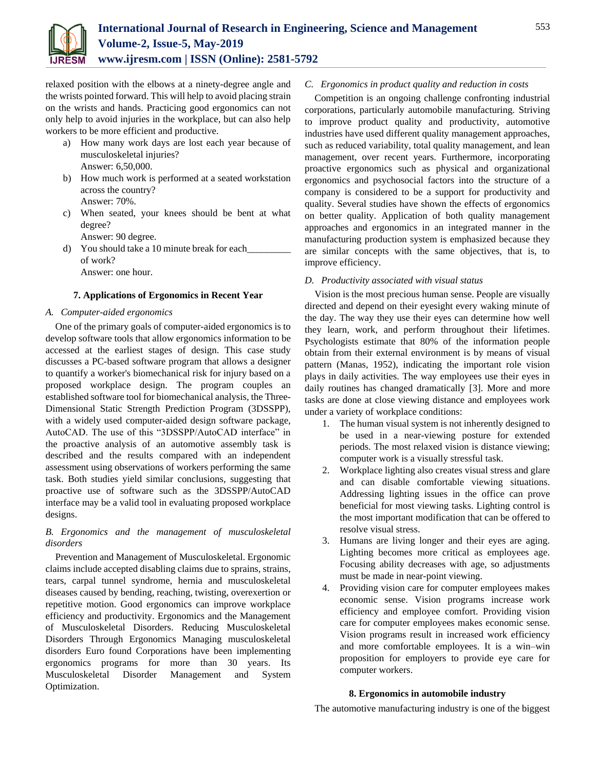relaxed position with the elbows at a ninety-degree angle and the wrists pointed forward. This will help to avoid placing strain on the wrists and hands. Practicing good ergonomics can not only help to avoid injuries in the workplace, but can also help workers to be more efficient and productive.

a) How many work days are lost each year because of musculoskeletal injuries?
   Answer: 6,50,000.
b) How much work is performed at a seated workstation across the country?
   Answer: 70%.
c) When seated, your knees should be bent at what degree?
   Answer: 90 degree.
d) You should take a 10 minute break for each_________ of work?
   Answer: one hour.

## 7. Applications of Ergonomics in Recent Year

### *A. Computer-aided ergonomics*

One of the primary goals of computer-aided ergonomics is to develop software tools that allow ergonomics information to be accessed at the earliest stages of design. This case study discusses a PC-based software program that allows a designer to quantify a worker's biomechanical risk for injury based on a proposed workplace design. The program couples an established software tool for biomechanical analysis, the Three-Dimensional Static Strength Prediction Program (3DSSPP), with a widely used computer-aided design software package, AutoCAD. The use of this "3DSSPP/AutoCAD interface" in the proactive analysis of an automotive assembly task is described and the results compared with an independent assessment using observations of workers performing the same task. Both studies yield similar conclusions, suggesting that proactive use of software such as the 3DSSPP/AutoCAD interface may be a valid tool in evaluating proposed workplace designs.

### *B. Ergonomics and the management of musculoskeletal disorders*

Prevention and Management of Musculoskeletal. Ergonomic claims include accepted disabling claims due to sprains, strains, tears, carpal tunnel syndrome, hernia and musculoskeletal diseases caused by bending, reaching, twisting, overexertion or repetitive motion. Good ergonomics can improve workplace efficiency and productivity. Ergonomics and the Management of Musculoskeletal Disorders. Reducing Musculoskeletal Disorders Through Ergonomics Managing musculoskeletal disorders Euro found Corporations have been implementing ergonomics programs for more than 30 years. Its Musculoskeletal Disorder Management and System Optimization.

### *C. Ergonomics in product quality and reduction in costs*

Competition is an ongoing challenge confronting industrial corporations, particularly automobile manufacturing. Striving to improve product quality and productivity, automotive industries have used different quality management approaches, such as reduced variability, total quality management, and lean management, over recent years. Furthermore, incorporating proactive ergonomics such as physical and organizational ergonomics and psychosocial factors into the structure of a company is considered to be a support for productivity and quality. Several studies have shown the effects of ergonomics on better quality. Application of both quality management approaches and ergonomics in an integrated manner in the manufacturing production system is emphasized because they are similar concepts with the same objectives, that is, to improve efficiency.

### *D. Productivity associated with visual status*

Vision is the most precious human sense. People are visually directed and depend on their eyesight every waking minute of the day. The way they use their eyes can determine how well they learn, work, and perform throughout their lifetimes. Psychologists estimate that 80% of the information people obtain from their external environment is by means of visual pattern (Manas, 1952), indicating the important role vision plays in daily activities. The way employees use their eyes in daily routines has changed dramatically [3]. More and more tasks are done at close viewing distance and employees work under a variety of workplace conditions:

1. The human visual system is not inherently designed to be used in a near-viewing posture for extended periods. The most relaxed vision is distance viewing; computer work is a visually stressful task.
2. Workplace lighting also creates visual stress and glare and can disable comfortable viewing situations. Addressing lighting issues in the office can prove beneficial for most viewing tasks. Lighting control is the most important modification that can be offered to resolve visual stress.
3. Humans are living longer and their eyes are aging. Lighting becomes more critical as employees age. Focusing ability decreases with age, so adjustments must be made in near-point viewing.
4. Providing vision care for computer employees makes economic sense. Vision programs increase work efficiency and employee comfort. Providing vision care for computer employees makes economic sense. Vision programs result in increased work efficiency and more comfortable employees. It is a win–win proposition for employers to provide eye care for computer workers.

## 8. Ergonomics in automobile industry

The automotive manufacturing industry is one of the biggest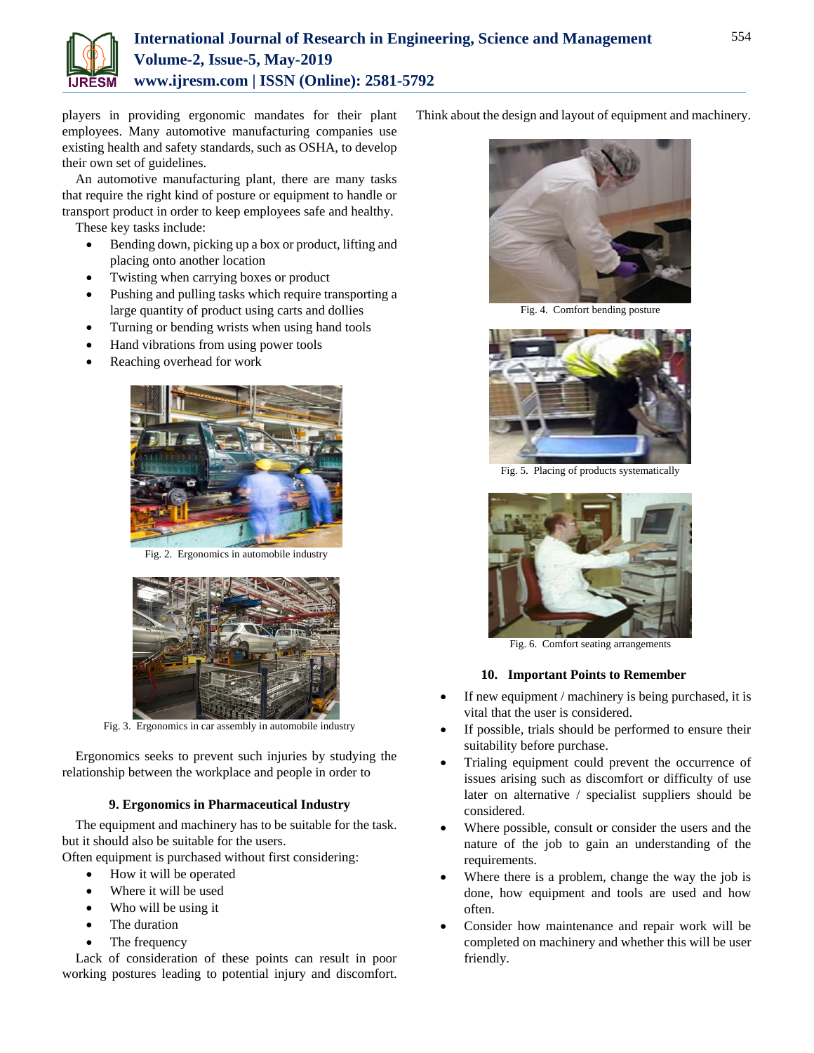players in providing ergonomic mandates for their plant employees. Many automotive manufacturing companies use existing health and safety standards, such as OSHA, to develop their own set of guidelines.

An automotive manufacturing plant, there are many tasks that require the right kind of posture or equipment to handle or transport product in order to keep employees safe and healthy.

These key tasks include:

- Bending down, picking up a box or product, lifting and placing onto another location
- Twisting when carrying boxes or product
- Pushing and pulling tasks which require transporting a large quantity of product using carts and dollies
- Turning or bending wrists when using hand tools
- Hand vibrations from using power tools
- Reaching overhead for work

Fig. 2. Ergonomics in automobile industry

Fig. 3. Ergonomics in car assembly in automobile industry

Ergonomics seeks to prevent such injuries by studying the relationship between the workplace and people in order to

### 9. Ergonomics in Pharmaceutical Industry

The equipment and machinery has to be suitable for the task. but it should also be suitable for the users.

Often equipment is purchased without first considering:

- How it will be operated
- Where it will be used
- Who will be using it
- The duration
- The frequency

Lack of consideration of these points can result in poor working postures leading to potential injury and discomfort. Think about the design and layout of equipment and machinery.

Fig. 4. Comfort bending posture

Fig. 5. Placing of products systematically

Fig. 6. Comfort seating arrangements

### 10. Important Points to Remember

- If new equipment / machinery is being purchased, it is vital that the user is considered.
- If possible, trials should be performed to ensure their suitability before purchase.
- Trialing equipment could prevent the occurrence of issues arising such as discomfort or difficulty of use later on alternative / specialist suppliers should be considered.
- Where possible, consult or consider the users and the nature of the job to gain an understanding of the requirements.
- Where there is a problem, change the way the job is done, how equipment and tools are used and how often.
- Consider how maintenance and repair work will be completed on machinery and whether this will be user friendly.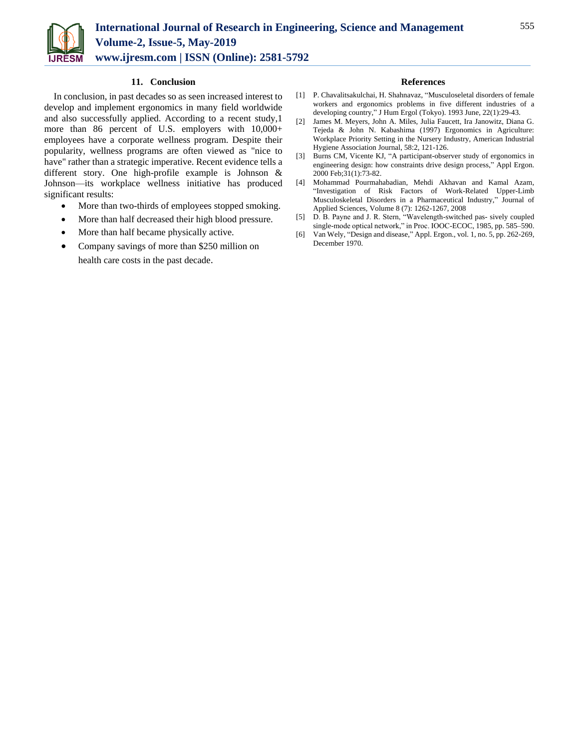## 11. Conclusion

In conclusion, in past decades so as seen increased interest to develop and implement ergonomics in many field worldwide and also successfully applied. According to a recent study,1 more than 86 percent of U.S. employers with 10,000+ employees have a corporate wellness program. Despite their popularity, wellness programs are often viewed as "nice to have" rather than a strategic imperative. Recent evidence tells a different story. One high-profile example is Johnson & Johnson—its workplace wellness initiative has produced significant results:

- More than two-thirds of employees stopped smoking.
- More than half decreased their high blood pressure.
- More than half became physically active.
- Company savings of more than $250 million on health care costs in the past decade.

## References

[1] P. Chavalitsakulchai, H. Shahnavaz, "Musculoseletal disorders of female workers and ergonomics problems in five different industries of a developing country," J Hum Ergol (Tokyo). 1993 June, 22(1):29-43.

[2] James M. Meyers, John A. Miles, Julia Faucett, Ira Janowitz, Diana G. Tejeda & John N. Kabashima (1997) Ergonomics in Agriculture: Workplace Priority Setting in the Nursery Industry, American Industrial Hygiene Association Journal, 58:2, 121-126.

[3] Burns CM, Vicente KJ, "A participant-observer study of ergonomics in engineering design: how constraints drive design process," Appl Ergon. 2000 Feb;31(1):73-82.

[4] Mohammad Pourmahabadian, Mehdi Akhavan and Kamal Azam, "Investigation of Risk Factors of Work-Related Upper-Limb Musculoskeletal Disorders in a Pharmaceutical Industry," Journal of Applied Sciences, Volume 8 (7): 1262-1267, 2008

[5] D. B. Payne and J. R. Stern, "Wavelength-switched pas- sively coupled single-mode optical network," in Proc. IOOC-ECOC, 1985, pp. 585–590.

[6] Van Wely, "Design and disease," Appl. Ergon., vol. 1, no. 5, pp. 262-269, December 1970.